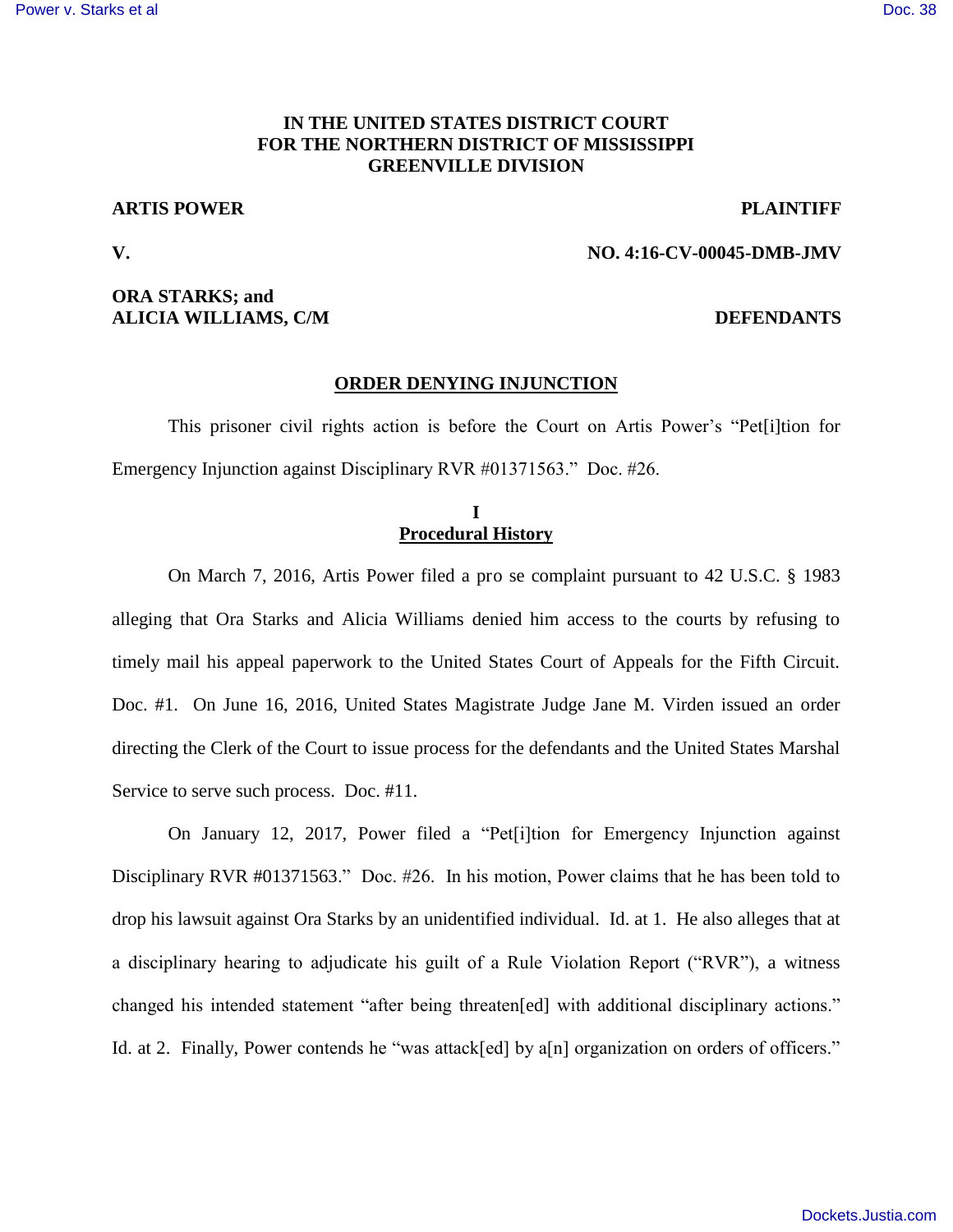**IN THE UNITED STATES DISTRICT COURT**
**FOR THE NORTHERN DISTRICT OF MISSISSIPPI**
**GREENVILLE DIVISION**

**ARTIS POWER** **PLAINTIFF**

**V.** **NO. 4:16-CV-00045-DMB-JMV**

**ORA STARKS; and**
**ALICIA WILLIAMS, C/M** **DEFENDANTS**

## ORDER DENYING INJUNCTION

This prisoner civil rights action is before the Court on Artis Power's "Pet[i]tion for Emergency Injunction against Disciplinary RVR #01371563." Doc. #26.

### I
### Procedural History

On March 7, 2016, Artis Power filed a pro se complaint pursuant to 42 U.S.C. § 1983 alleging that Ora Starks and Alicia Williams denied him access to the courts by refusing to timely mail his appeal paperwork to the United States Court of Appeals for the Fifth Circuit. Doc. #1. On June 16, 2016, United States Magistrate Judge Jane M. Virden issued an order directing the Clerk of the Court to issue process for the defendants and the United States Marshal Service to serve such process. Doc. #11.

On January 12, 2017, Power filed a "Pet[i]tion for Emergency Injunction against Disciplinary RVR #01371563." Doc. #26. In his motion, Power claims that he has been told to drop his lawsuit against Ora Starks by an unidentified individual. Id. at 1. He also alleges that at a disciplinary hearing to adjudicate his guilt of a Rule Violation Report ("RVR"), a witness changed his intended statement "after being threaten[ed] with additional disciplinary actions." Id. at 2. Finally, Power contends he "was attack[ed] by a[n] organization on orders of officers."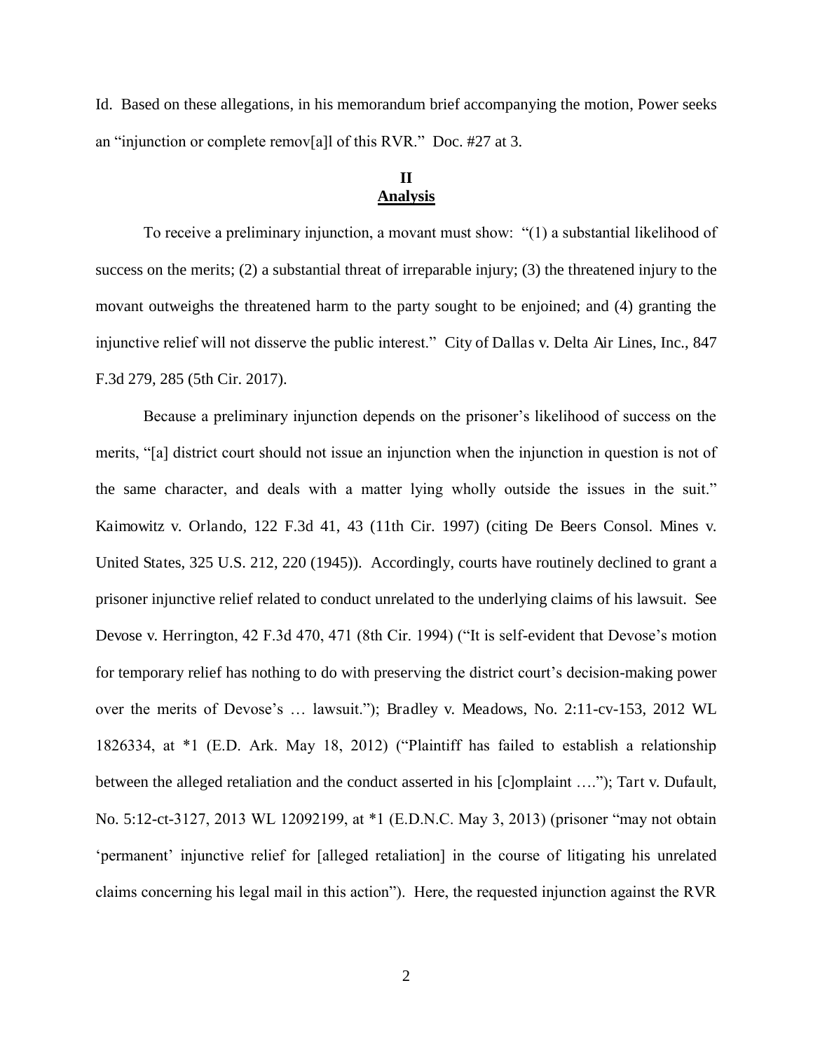Id. Based on these allegations, in his memorandum brief accompanying the motion, Power seeks an "injunction or complete remov[a]l of this RVR." Doc. #27 at 3.

## II
## Analysis

To receive a preliminary injunction, a movant must show: "(1) a substantial likelihood of success on the merits; (2) a substantial threat of irreparable injury; (3) the threatened injury to the movant outweighs the threatened harm to the party sought to be enjoined; and (4) granting the injunctive relief will not disserve the public interest." City of Dallas v. Delta Air Lines, Inc., 847 F.3d 279, 285 (5th Cir. 2017).

Because a preliminary injunction depends on the prisoner's likelihood of success on the merits, "[a] district court should not issue an injunction when the injunction in question is not of the same character, and deals with a matter lying wholly outside the issues in the suit." Kaimowitz v. Orlando, 122 F.3d 41, 43 (11th Cir. 1997) (citing De Beers Consol. Mines v. United States, 325 U.S. 212, 220 (1945)). Accordingly, courts have routinely declined to grant a prisoner injunctive relief related to conduct unrelated to the underlying claims of his lawsuit. See Devose v. Herrington, 42 F.3d 470, 471 (8th Cir. 1994) ("It is self-evident that Devose's motion for temporary relief has nothing to do with preserving the district court's decision-making power over the merits of Devose's … lawsuit."); Bradley v. Meadows, No. 2:11-cv-153, 2012 WL 1826334, at *1 (E.D. Ark. May 18, 2012) ("Plaintiff has failed to establish a relationship between the alleged retaliation and the conduct asserted in his [c]omplaint …."); Tart v. Dufault, No. 5:12-ct-3127, 2013 WL 12092199, at *1 (E.D.N.C. May 3, 2013) (prisoner "may not obtain 'permanent' injunctive relief for [alleged retaliation] in the course of litigating his unrelated claims concerning his legal mail in this action"). Here, the requested injunction against the RVR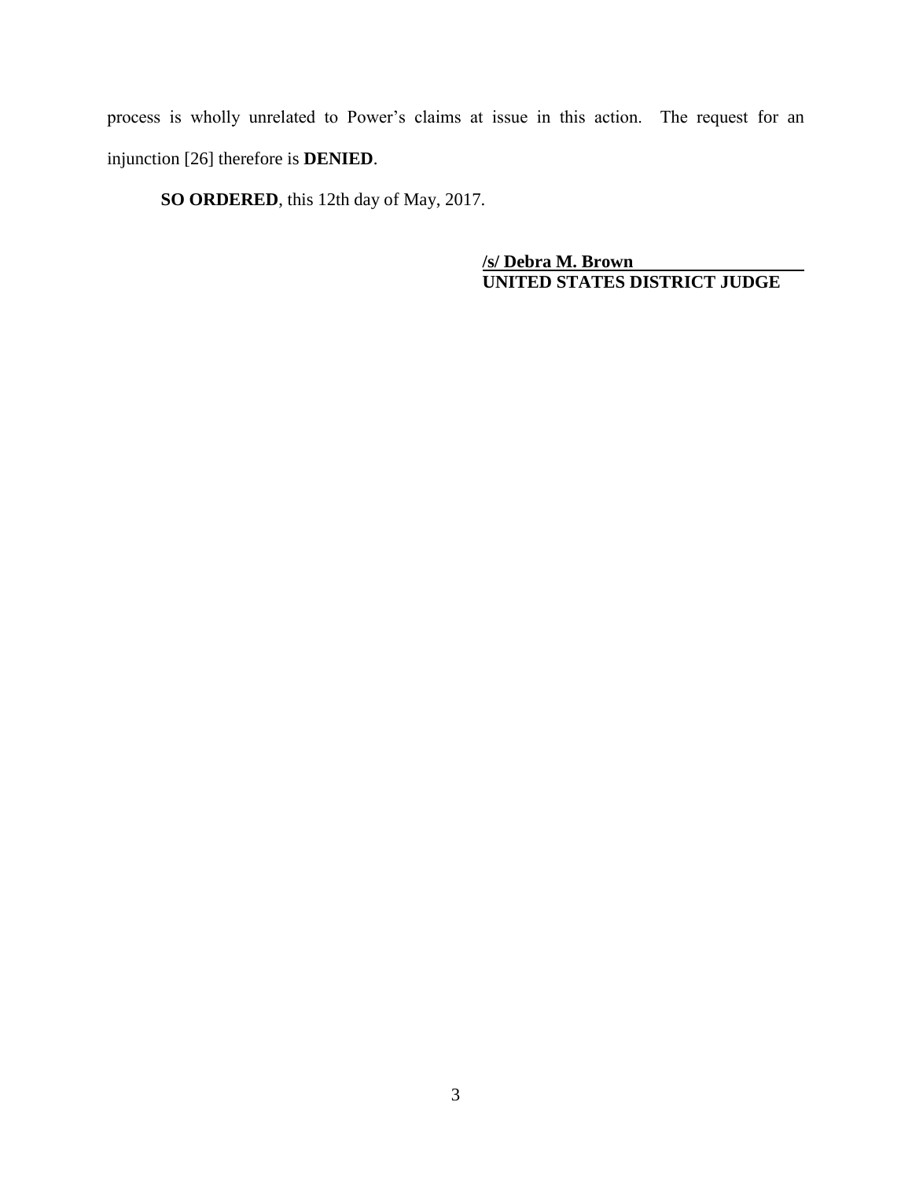process is wholly unrelated to Power's claims at issue in this action. The request for an injunction [26] therefore is **DENIED**.

**SO ORDERED**, this 12th day of May, 2017.

**/s/ Debra M. Brown**
**UNITED STATES DISTRICT JUDGE**